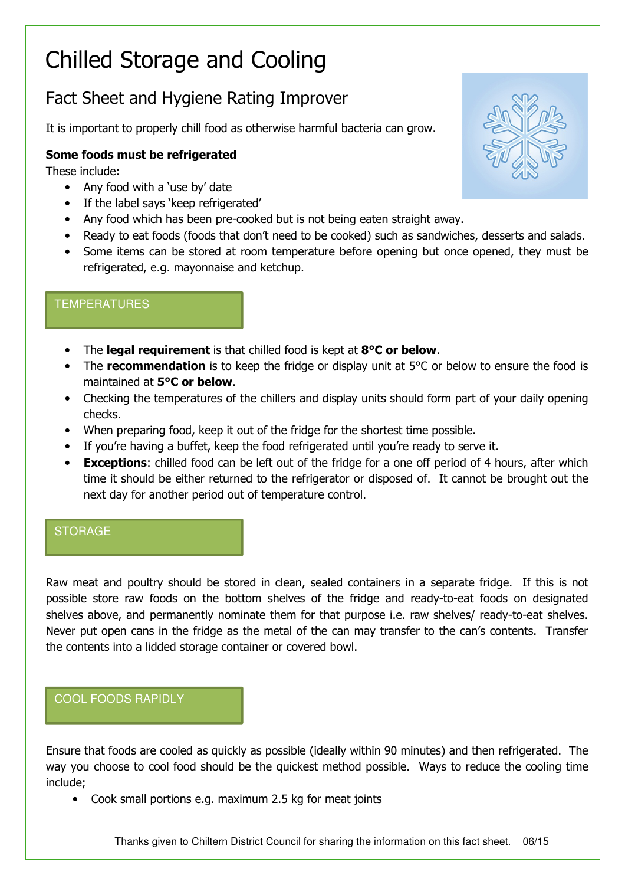# Chilled Storage and Cooling

## Fact Sheet and Hygiene Rating Improver

It is important to properly chill food as otherwise harmful bacteria can grow.

**Some foods must be refrigerated**

These include:

- Any food with a 'use by' date
- If the label says 'keep refrigerated'
- Any food which has been pre-cooked but is not being eaten straight away.
- Ready to eat foods (foods that don't need to be cooked) such as sandwiches, desserts and salads.
- Some items can be stored at room temperature before opening but once opened, they must be refrigerated, e.g. mayonnaise and ketchup.

### TEMPERATURES

- The **legal requirement** is that chilled food is kept at **8°C or below**.
- The **recommendation** is to keep the fridge or display unit at 5°C or below to ensure the food is maintained at **5°C or below**.
- Checking the temperatures of the chillers and display units should form part of your daily opening checks.
- When preparing food, keep it out of the fridge for the shortest time possible.
- If you're having a buffet, keep the food refrigerated until you're ready to serve it.
- **Exceptions**: chilled food can be left out of the fridge for a one off period of 4 hours, after which time it should be either returned to the refrigerator or disposed of. It cannot be brought out the next day for another period out of temperature control.

### STORAGE

Raw meat and poultry should be stored in clean, sealed containers in a separate fridge. If this is not possible store raw foods on the bottom shelves of the fridge and ready-to-eat foods on designated shelves above, and permanently nominate them for that purpose i.e. raw shelves/ ready-to-eat shelves. Never put open cans in the fridge as the metal of the can may transfer to the can's contents. Transfer the contents into a lidded storage container or covered bowl.

### COOL FOODS RAPIDLY

Ensure that foods are cooled as quickly as possible (ideally within 90 minutes) and then refrigerated. The way you choose to cool food should be the quickest method possible. Ways to reduce the cooling time include;

- Cook small portions e.g. maximum 2.5 kg for meat joints

Thanks given to Chiltern District Council for sharing the information on this fact sheet. 06/15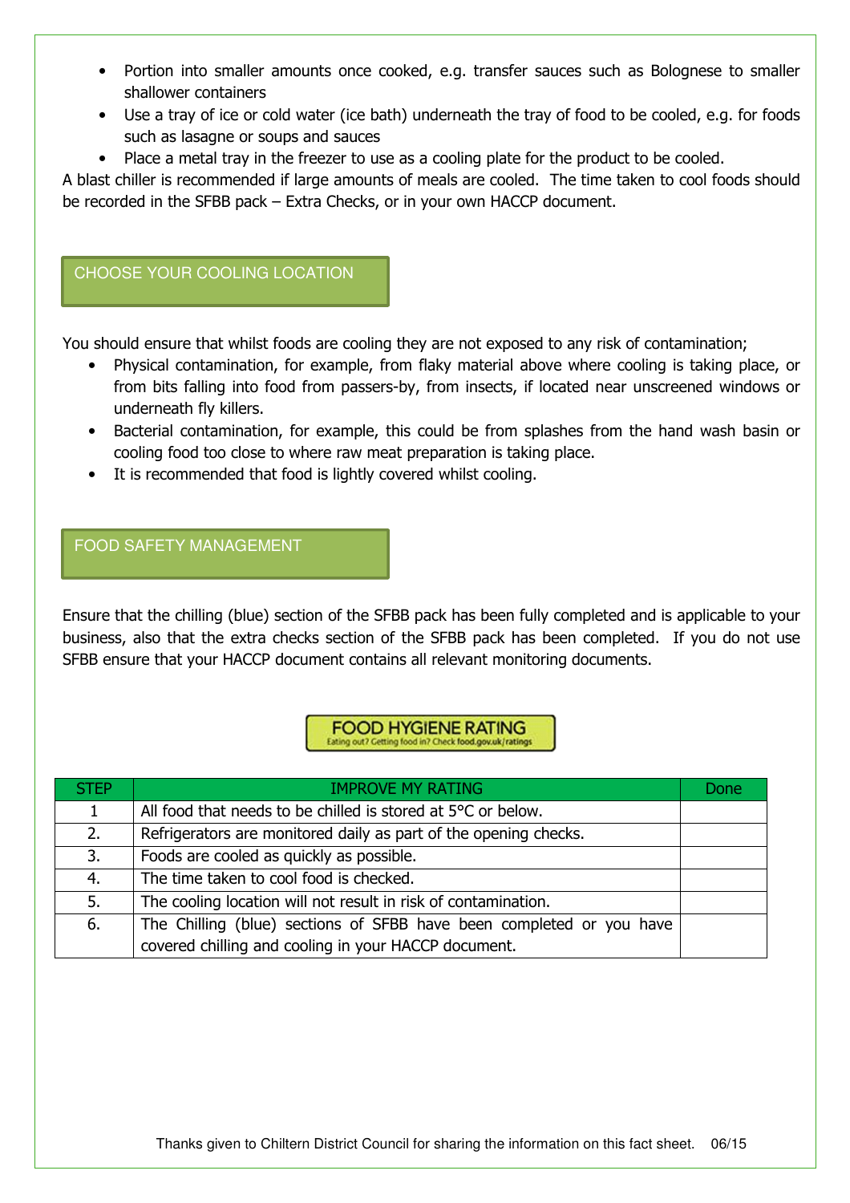- Portion into smaller amounts once cooked, e.g. transfer sauces such as Bolognese to smaller shallower containers
- Use a tray of ice or cold water (ice bath) underneath the tray of food to be cooled, e.g. for foods such as lasagne or soups and sauces
- Place a metal tray in the freezer to use as a cooling plate for the product to be cooled.

A blast chiller is recommended if large amounts of meals are cooled. The time taken to cool foods should be recorded in the SFBB pack – Extra Checks, or in your own HACCP document.

## CHOOSE YOUR COOLING LOCATION

You should ensure that whilst foods are cooling they are not exposed to any risk of contamination;

- Physical contamination, for example, from flaky material above where cooling is taking place, or from bits falling into food from passers-by, from insects, if located near unscreened windows or underneath fly killers.
- Bacterial contamination, for example, this could be from splashes from the hand wash basin or cooling food too close to where raw meat preparation is taking place.
- It is recommended that food is lightly covered whilst cooling.

## FOOD SAFETY MANAGEMENT

Ensure that the chilling (blue) section of the SFBB pack has been fully completed and is applicable to your business, also that the extra checks section of the SFBB pack has been completed. If you do not use SFBB ensure that your HACCP document contains all relevant monitoring documents.

FOOD HYGIENE RATING
Eating out? Getting food in? Check food.gov.uk/ratings

| STEP | IMPROVE MY RATING | Done |
|---|---|---|
| 1 | All food that needs to be chilled is stored at 5°C or below. | |
| 2. | Refrigerators are monitored daily as part of the opening checks. | |
| 3. | Foods are cooled as quickly as possible. | |
| 4. | The time taken to cool food is checked. | |
| 5. | The cooling location will not result in risk of contamination. | |
| 6. | The Chilling (blue) sections of SFBB have been completed or you have covered chilling and cooling in your HACCP document. | |

Thanks given to Chiltern District Council for sharing the information on this fact sheet. 06/15